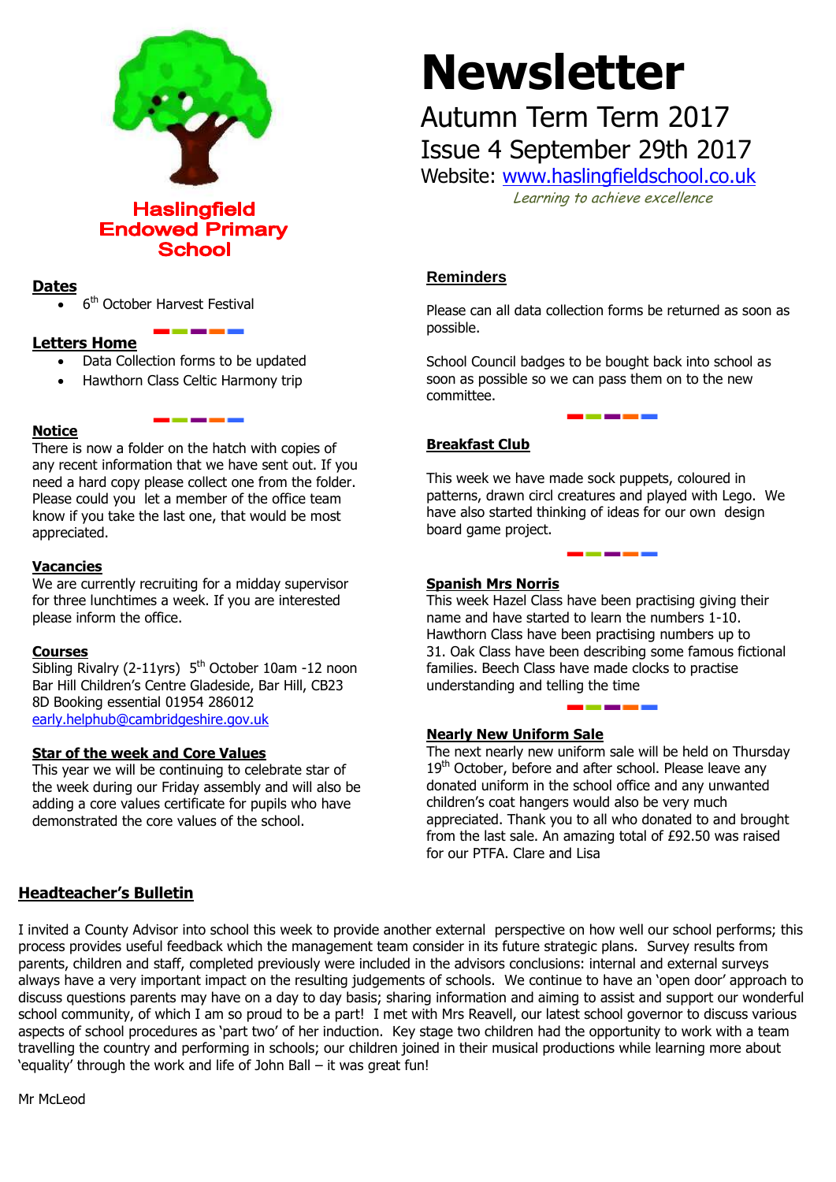# Haslingfield Endowed Primary School

# Newsletter

## Autumn Term Term 2017

## Issue 4 September 29th 2017

Website: [www.haslingfieldschool.co.uk](http://www.haslingfieldschool.co.uk)

*Learning to achieve excellence*

### Dates

- 6th October Harvest Festival

### Letters Home

- Data Collection forms to be updated
- Hawthorn Class Celtic Harmony trip

### Notice

There is now a folder on the hatch with copies of any recent information that we have sent out. If you need a hard copy please collect one from the folder. Please could you let a member of the office team know if you take the last one, that would be most appreciated.

### Vacancies

We are currently recruiting for a midday supervisor for three lunchtimes a week. If you are interested please inform the office.

### Courses

Sibling Rivalry (2-11yrs) 5th October 10am -12 noon Bar Hill Children's Centre Gladeside, Bar Hill, CB23 8D Booking essential 01954 286012 [early.helphub@cambridgeshire.gov.uk](mailto:early.helphub@cambridgeshire.gov.uk)

### Star of the week and Core Values

This year we will be continuing to celebrate star of the week during our Friday assembly and will also be adding a core values certificate for pupils who have demonstrated the core values of the school.

### Reminders

Please can all data collection forms be returned as soon as possible.

School Council badges to be bought back into school as soon as possible so we can pass them on to the new committee.

### Breakfast Club

This week we have made sock puppets, coloured in patterns, drawn circl creatures and played with Lego. We have also started thinking of ideas for our own design board game project.

### Spanish Mrs Norris

This week Hazel Class have been practising giving their name and have started to learn the numbers 1-10. Hawthorn Class have been practising numbers up to 31. Oak Class have been describing some famous fictional families. Beech Class have made clocks to practise understanding and telling the time

### Nearly New Uniform Sale

The next nearly new uniform sale will be held on Thursday 19th October, before and after school. Please leave any donated uniform in the school office and any unwanted children's coat hangers would also be very much appreciated. Thank you to all who donated to and brought from the last sale. An amazing total of £92.50 was raised for our PTFA. Clare and Lisa

### Headteacher's Bulletin

I invited a County Advisor into school this week to provide another external perspective on how well our school performs; this process provides useful feedback which the management team consider in its future strategic plans. Survey results from parents, children and staff, completed previously were included in the advisors conclusions: internal and external surveys always have a very important impact on the resulting judgements of schools. We continue to have an 'open door' approach to discuss questions parents may have on a day to day basis; sharing information and aiming to assist and support our wonderful school community, of which I am so proud to be a part! I met with Mrs Reavell, our latest school governor to discuss various aspects of school procedures as 'part two' of her induction. Key stage two children had the opportunity to work with a team travelling the country and performing in schools; our children joined in their musical productions while learning more about 'equality' through the work and life of John Ball – it was great fun!

Mr McLeod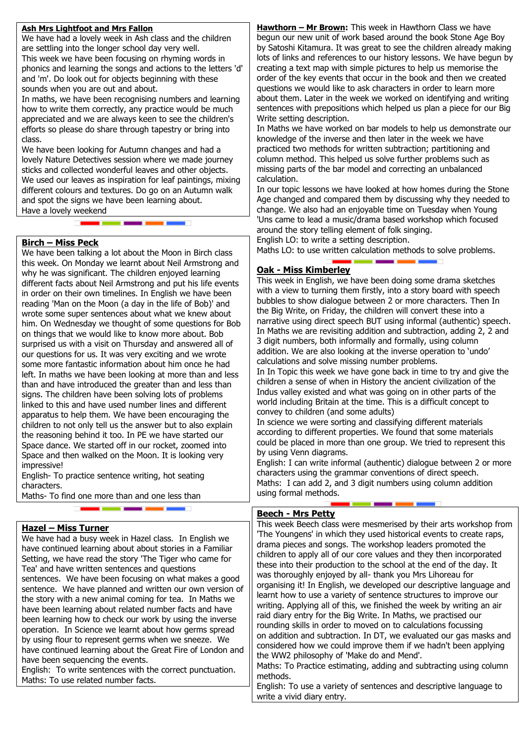## Ash Mrs Lightfoot and Mrs Fallon

We have had a lovely week in Ash class and the children are settling into the longer school day very well.

This week we have been focusing on rhyming words in phonics and learning the songs and actions to the letters 'd' and 'm'. Do look out for objects beginning with these sounds when you are out and about.

In maths, we have been recognising numbers and learning how to write them correctly, any practice would be much appreciated and we are always keen to see the children's efforts so please do share through tapestry or bring into class.

We have been looking for Autumn changes and had a lovely Nature Detectives session where we made journey sticks and collected wonderful leaves and other objects. We used our leaves as inspiration for leaf paintings, mixing different colours and textures. Do go on an Autumn walk and spot the signs we have been learning about.

Have a lovely weekend

## Birch – Miss Peck

We have been talking a lot about the Moon in Birch class this week. On Monday we learnt about Neil Armstrong and why he was significant. The children enjoyed learning different facts about Neil Armstrong and put his life events in order on their own timelines. In English we have been reading 'Man on the Moon (a day in the life of Bob)' and wrote some super sentences about what we knew about him. On Wednesday we thought of some questions for Bob on things that we would like to know more about. Bob surprised us with a visit on Thursday and answered all of our questions for us. It was very exciting and we wrote some more fantastic information about him once he had left. In maths we have been looking at more than and less than and have introduced the greater than and less than signs. The children have been solving lots of problems linked to this and have used number lines and different apparatus to help them. We have been encouraging the children to not only tell us the answer but to also explain the reasoning behind it too. In PE we have started our Space dance. We started off in our rocket, zoomed into Space and then walked on the Moon. It is looking very impressive!

English- To practice sentence writing, hot seating characters.

Maths- To find one more than and one less than

## Hazel – Miss Turner

We have had a busy week in Hazel class. In English we have continued learning about about stories in a Familiar Setting, we have read the story 'The Tiger who came for Tea' and have written sentences and questions sentences. We have been focusing on what makes a good sentence. We have planned and written our own version of the story with a new animal coming for tea. In Maths we have been learning about related number facts and have been learning how to check our work by using the inverse operation. In Science we learnt about how germs spread by using flour to represent germs when we sneeze. We have continued learning about the Great Fire of London and have been sequencing the events.

English: To write sentences with the correct punctuation.

Maths: To use related number facts.

## Hawthorn – Mr Brown:

This week in Hawthorn Class we have begun our new unit of work based around the book Stone Age Boy by Satoshi Kitamura. It was great to see the children already making lots of links and references to our history lessons. We have begun by creating a text map with simple pictures to help us memorise the order of the key events that occur in the book and then we created questions we would like to ask characters in order to learn more about them. Later in the week we worked on identifying and writing sentences with prepositions which helped us plan a piece for our Big Write setting description.

In Maths we have worked on bar models to help us demonstrate our knowledge of the inverse and then later in the week we have practiced two methods for written subtraction; partitioning and column method. This helped us solve further problems such as missing parts of the bar model and correcting an unbalanced calculation.

In our topic lessons we have looked at how homes during the Stone Age changed and compared them by discussing why they needed to change. We also had an enjoyable time on Tuesday when Young 'Uns came to lead a music/drama based workshop which focused around the story telling element of folk singing.

English LO: to write a setting description.

Maths LO: to use written calculation methods to solve problems.

## Oak - Miss Kimberley

This week in English, we have been doing some drama sketches with a view to turning them firstly, into a story board with speech bubbles to show dialogue between 2 or more characters. Then In the Big Write, on Friday, the children will convert these into a narrative using direct speech BUT using informal (authentic) speech. In Maths we are revisiting addition and subtraction, adding 2, 2 and 3 digit numbers, both informally and formally, using column addition. We are also looking at the inverse operation to 'undo' calculations and solve missing number problems.

In In Topic this week we have gone back in time to try and give the children a sense of when in History the ancient civilization of the Indus valley existed and what was going on in other parts of the world including Britain at the time. This is a difficult concept to convey to children (and some adults)

In science we were sorting and classifying different materials according to different properties. We found that some materials could be placed in more than one group. We tried to represent this by using Venn diagrams.

English: I can write informal (authentic) dialogue between 2 or more characters using the grammar conventions of direct speech.

Maths: I can add 2, and 3 digit numbers using column addition using formal methods.

## Beech - Mrs Petty

This week Beech class were mesmerised by their arts workshop from 'The Youngens' in which they used historical events to create raps, drama pieces and songs. The workshop leaders promoted the children to apply all of our core values and they then incorporated these into their production to the school at the end of the day. It was thoroughly enjoyed by all- thank you Mrs Lihoreau for organising it! In English, we developed our descriptive language and learnt how to use a variety of sentence structures to improve our writing. Applying all of this, we finished the week by writing an air raid diary entry for the Big Write. In Maths, we practised our rounding skills in order to moved on to calculations focussing on addition and subtraction. In DT, we evaluated our gas masks and considered how we could improve them if we hadn't been applying the WW2 philosophy of 'Make do and Mend'.

Maths: To Practice estimating, adding and subtracting using column methods.

English: To use a variety of sentences and descriptive language to write a vivid diary entry.